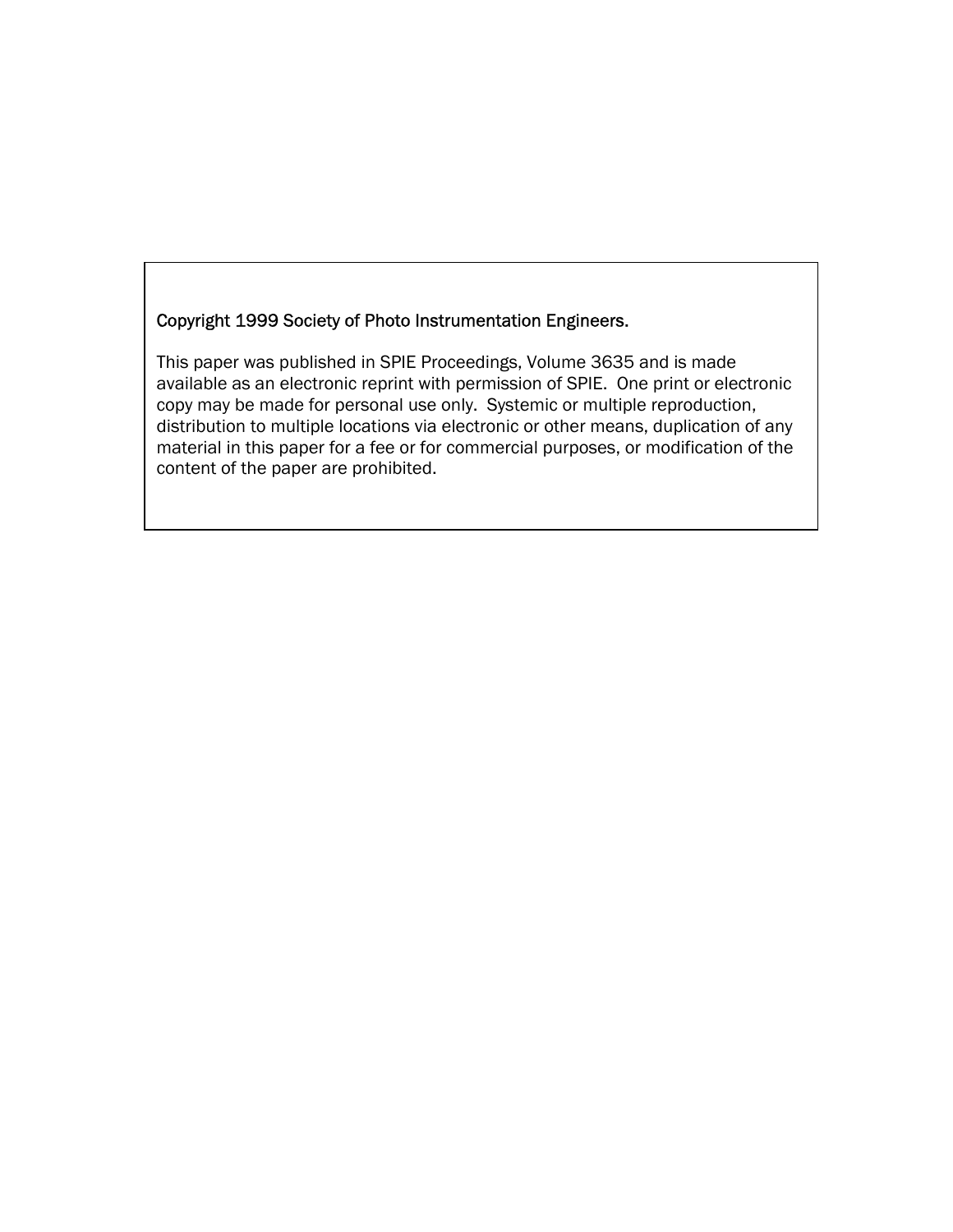Copyright 1999 Society of Photo Instrumentation Engineers.

This paper was published in SPIE Proceedings, Volume 3635 and is made available as an electronic reprint with permission of SPIE. One print or electronic copy may be made for personal use only. Systemic or multiple reproduction, distribution to multiple locations via electronic or other means, duplication of any material in this paper for a fee or for commercial purposes, or modification of the content of the paper are prohibited.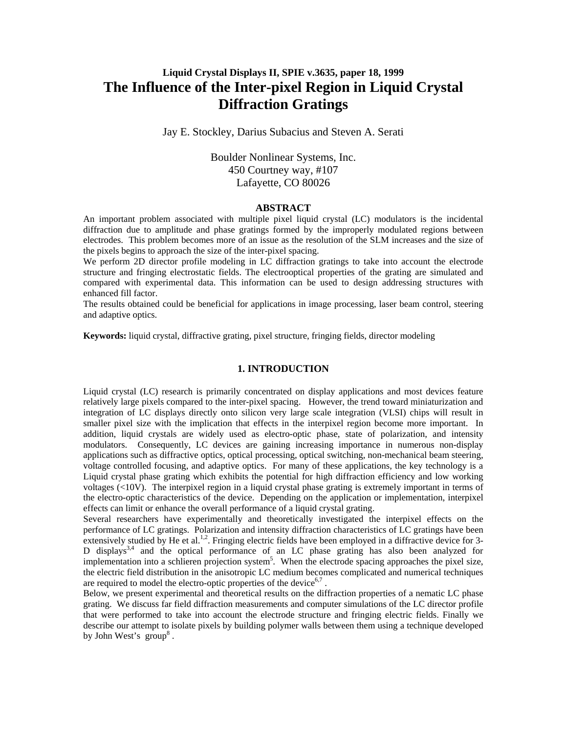Liquid Crystal Displays II, SPIE v.3635, paper 18, 1999

# The Influence of the Inter-pixel Region in Liquid Crystal Diffraction Gratings

Jay E. Stockley, Darius Subacius and Steven A. Serati

Boulder Nonlinear Systems, Inc.
450 Courtney way, #107
Lafayette, CO 80026

## ABSTRACT

An important problem associated with multiple pixel liquid crystal (LC) modulators is the incidental diffraction due to amplitude and phase gratings formed by the improperly modulated regions between electrodes. This problem becomes more of an issue as the resolution of the SLM increases and the size of the pixels begins to approach the size of the inter-pixel spacing.

We perform 2D director profile modeling in LC diffraction gratings to take into account the electrode structure and fringing electrostatic fields. The electrooptical properties of the grating are simulated and compared with experimental data. This information can be used to design addressing structures with enhanced fill factor.

The results obtained could be beneficial for applications in image processing, laser beam control, steering and adaptive optics.

**Keywords:** liquid crystal, diffractive grating, pixel structure, fringing fields, director modeling

## 1. INTRODUCTION

Liquid crystal (LC) research is primarily concentrated on display applications and most devices feature relatively large pixels compared to the inter-pixel spacing. However, the trend toward miniaturization and integration of LC displays directly onto silicon very large scale integration (VLSI) chips will result in smaller pixel size with the implication that effects in the interpixel region become more important. In addition, liquid crystals are widely used as electro-optic phase, state of polarization, and intensity modulators. Consequently, LC devices are gaining increasing importance in numerous non-display applications such as diffractive optics, optical processing, optical switching, non-mechanical beam steering, voltage controlled focusing, and adaptive optics. For many of these applications, the key technology is a Liquid crystal phase grating which exhibits the potential for high diffraction efficiency and low working voltages (<10V). The interpixel region in a liquid crystal phase grating is extremely important in terms of the electro-optic characteristics of the device. Depending on the application or implementation, interpixel effects can limit or enhance the overall performance of a liquid crystal grating.

Several researchers have experimentally and theoretically investigated the interpixel effects on the performance of LC gratings. Polarization and intensity diffraction characteristics of LC gratings have been extensively studied by He et al.[1,2]. Fringing electric fields have been employed in a diffractive device for 3-D displays[3,4] and the optical performance of an LC phase grating has also been analyzed for implementation into a schlieren projection system[5]. When the electrode spacing approaches the pixel size, the electric field distribution in the anisotropic LC medium becomes complicated and numerical techniques are required to model the electro-optic properties of the device[6,7].

Below, we present experimental and theoretical results on the diffraction properties of a nematic LC phase grating. We discuss far field diffraction measurements and computer simulations of the LC director profile that were performed to take into account the electrode structure and fringing electric fields. Finally we describe our attempt to isolate pixels by building polymer walls between them using a technique developed by John West's group[8].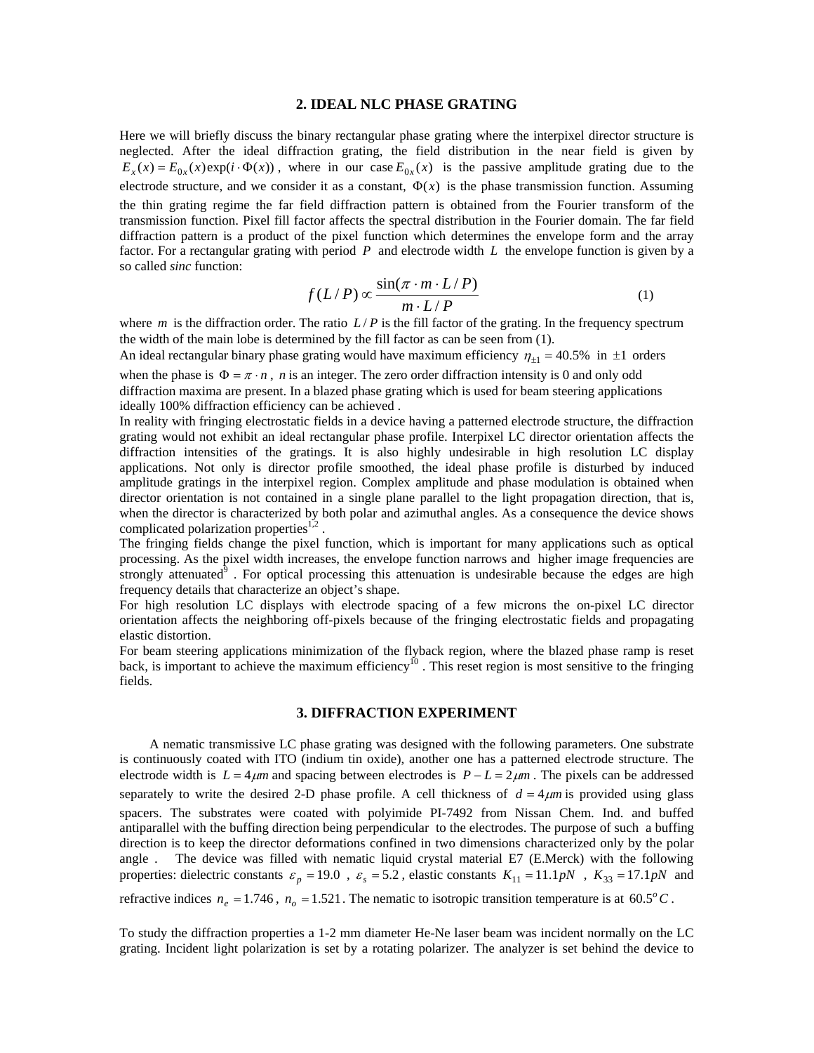## 2. IDEAL NLC PHASE GRATING

Here we will briefly discuss the binary rectangular phase grating where the interpixel director structure is neglected. After the ideal diffraction grating, the field distribution in the near field is given by $E_x(x) = E_{0x}(x)\exp(i \cdot \Phi(x))$, where in our case $E_{0x}(x)$ is the passive amplitude grating due to the electrode structure, and we consider it as a constant, $\Phi(x)$ is the phase transmission function. Assuming the thin grating regime the far field diffraction pattern is obtained from the Fourier transform of the transmission function. Pixel fill factor affects the spectral distribution in the Fourier domain. The far field diffraction pattern is a product of the pixel function which determines the envelope form and the array factor. For a rectangular grating with period $P$ and electrode width $L$ the envelope function is given by a so called *sinc* function:

$$f(L/P) \propto \frac{\sin(\pi \cdot m \cdot L/P)}{m \cdot L/P} \tag{1}$$

where $m$ is the diffraction order. The ratio $L/P$ is the fill factor of the grating. In the frequency spectrum the width of the main lobe is determined by the fill factor as can be seen from (1).

An ideal rectangular binary phase grating would have maximum efficiency $\eta_{\pm 1} = 40.5\%$ in $\pm 1$ orders when the phase is $\Phi = \pi \cdot n$, $n$ is an integer. The zero order diffraction intensity is 0 and only odd diffraction maxima are present. In a blazed phase grating which is used for beam steering applications ideally 100% diffraction efficiency can be achieved .

In reality with fringing electrostatic fields in a device having a patterned electrode structure, the diffraction grating would not exhibit an ideal rectangular phase profile. Interpixel LC director orientation affects the diffraction intensities of the gratings. It is also highly undesirable in high resolution LC display applications. Not only is director profile smoothed, the ideal phase profile is disturbed by induced amplitude gratings in the interpixel region. Complex amplitude and phase modulation is obtained when director orientation is not contained in a single plane parallel to the light propagation direction, that is, when the director is characterized by both polar and azimuthal angles. As a consequence the device shows complicated polarization properties[1,2] .

The fringing fields change the pixel function, which is important for many applications such as optical processing. As the pixel width increases, the envelope function narrows and higher image frequencies are strongly attenuated[9] . For optical processing this attenuation is undesirable because the edges are high frequency details that characterize an object's shape.

For high resolution LC displays with electrode spacing of a few microns the on-pixel LC director orientation affects the neighboring off-pixels because of the fringing electrostatic fields and propagating elastic distortion.

For beam steering applications minimization of the flyback region, where the blazed phase ramp is reset back, is important to achieve the maximum efficiency[10] . This reset region is most sensitive to the fringing fields.

## 3. DIFFRACTION EXPERIMENT

A nematic transmissive LC phase grating was designed with the following parameters. One substrate is continuously coated with ITO (indium tin oxide), another one has a patterned electrode structure. The electrode width is $L = 4\mu m$ and spacing between electrodes is $P - L = 2\mu m$. The pixels can be addressed separately to write the desired 2-D phase profile. A cell thickness of $d = 4\mu m$ is provided using glass spacers. The substrates were coated with polyimide PI-7492 from Nissan Chem. Ind. and buffed antiparallel with the buffing direction being perpendicular to the electrodes. The purpose of such a buffing direction is to keep the director deformations confined in two dimensions characterized only by the polar angle . The device was filled with nematic liquid crystal material E7 (E.Merck) with the following properties: dielectric constants $\varepsilon_p = 19.0$ , $\varepsilon_s = 5.2$, elastic constants $K_{11} = 11.1pN$ , $K_{33} = 17.1pN$ and refractive indices $n_e = 1.746$, $n_o = 1.521$. The nematic to isotropic transition temperature is at $60.5^o C$.

To study the diffraction properties a 1-2 mm diameter He-Ne laser beam was incident normally on the LC grating. Incident light polarization is set by a rotating polarizer. The analyzer is set behind the device to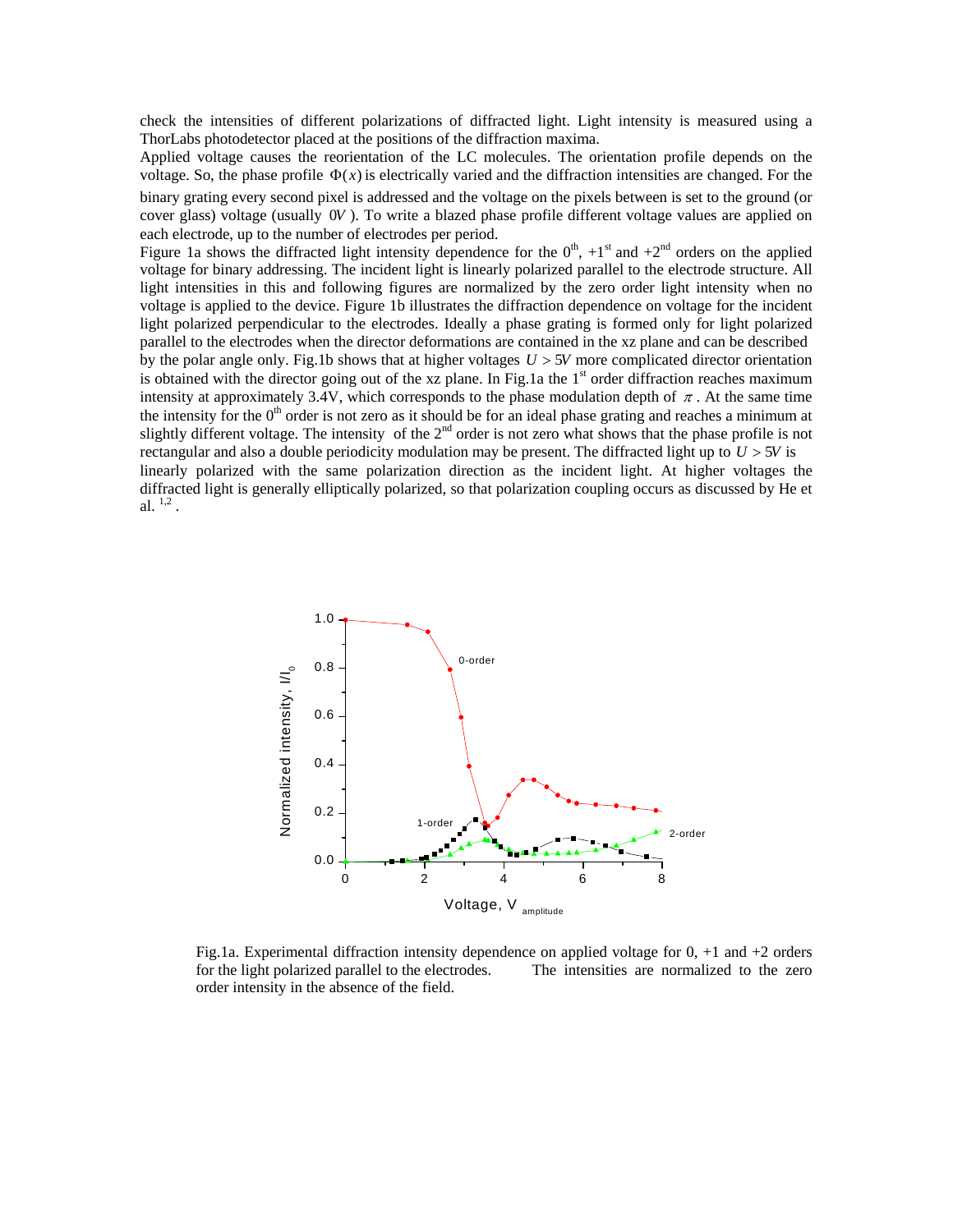check the intensities of different polarizations of diffracted light. Light intensity is measured using a ThorLabs photodetector placed at the positions of the diffraction maxima.

Applied voltage causes the reorientation of the LC molecules. The orientation profile depends on the voltage. So, the phase profile $\Phi(x)$ is electrically varied and the diffraction intensities are changed. For the binary grating every second pixel is addressed and the voltage on the pixels between is set to the ground (or cover glass) voltage (usually $0V$). To write a blazed phase profile different voltage values are applied on each electrode, up to the number of electrodes per period.

Figure 1a shows the diffracted light intensity dependence for the $0^{th}$, $+1^{st}$ and $+2^{nd}$ orders on the applied voltage for binary addressing. The incident light is linearly polarized parallel to the electrode structure. All light intensities in this and following figures are normalized by the zero order light intensity when no voltage is applied to the device. Figure 1b illustrates the diffraction dependence on voltage for the incident light polarized perpendicular to the electrodes. Ideally a phase grating is formed only for light polarized parallel to the electrodes when the director deformations are contained in the xz plane and can be described by the polar angle only. Fig.1b shows that at higher voltages $U > 5V$ more complicated director orientation is obtained with the director going out of the xz plane. In Fig.1a the $1^{st}$ order diffraction reaches maximum intensity at approximately 3.4V, which corresponds to the phase modulation depth of $\pi$. At the same time the intensity for the $0^{th}$ order is not zero as it should be for an ideal phase grating and reaches a minimum at slightly different voltage. The intensity of the $2^{nd}$ order is not zero what shows that the phase profile is not rectangular and also a double periodicity modulation may be present. The diffracted light up to $U > 5V$ is linearly polarized with the same polarization direction as the incident light. At higher voltages the diffracted light is generally elliptically polarized, so that polarization coupling occurs as discussed by He et al. [1,2].

Fig.1a. Experimental diffraction intensity dependence on applied voltage for 0, +1 and +2 orders for the light polarized parallel to the electrodes. The intensities are normalized to the zero order intensity in the absence of the field.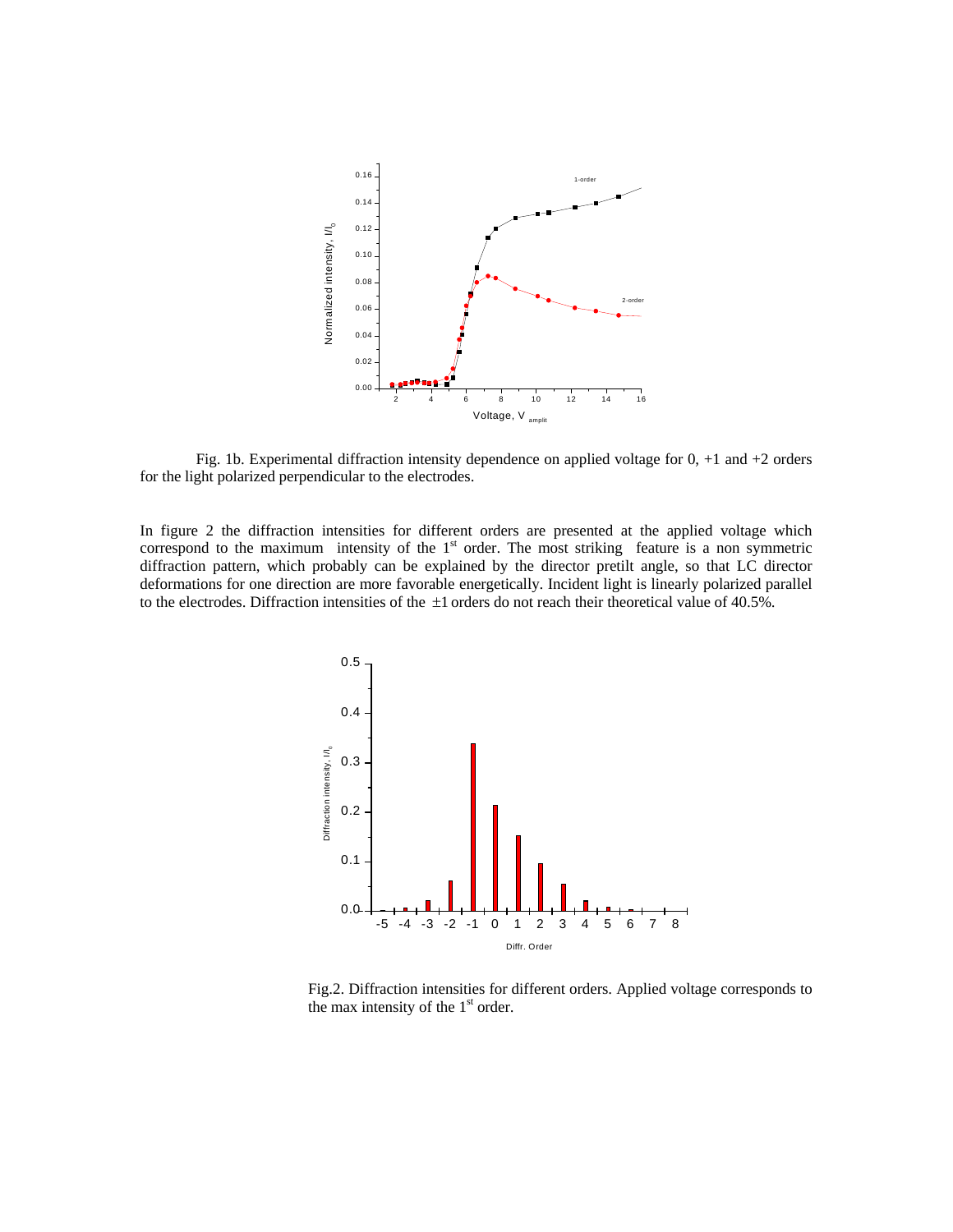Fig. 1b. Experimental diffraction intensity dependence on applied voltage for 0, +1 and +2 orders for the light polarized perpendicular to the electrodes.

In figure 2 the diffraction intensities for different orders are presented at the applied voltage which correspond to the maximum intensity of the 1st order. The most striking feature is a non symmetric diffraction pattern, which probably can be explained by the director pretilt angle, so that LC director deformations for one direction are more favorable energetically. Incident light is linearly polarized parallel to the electrodes. Diffraction intensities of the ±1 orders do not reach their theoretical value of 40.5%.

Fig.2. Diffraction intensities for different orders. Applied voltage corresponds to the max intensity of the 1st order.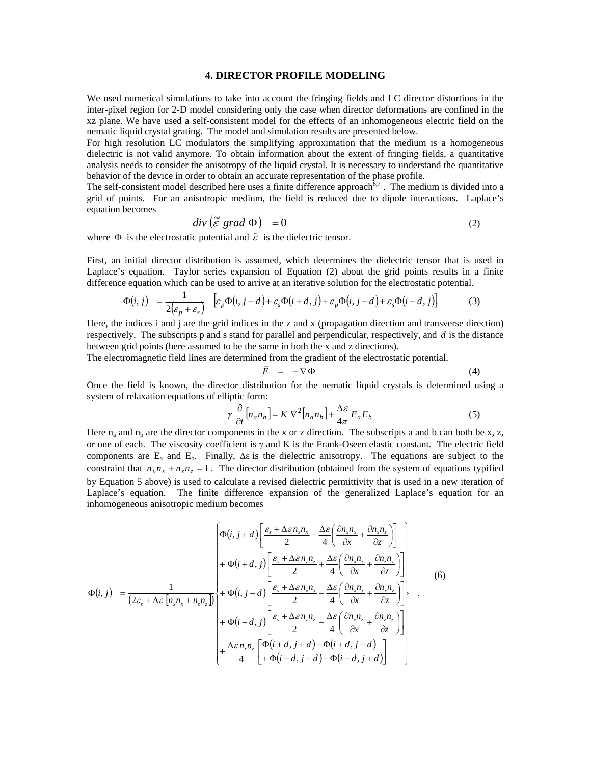## 4. DIRECTOR PROFILE MODELING

We used numerical simulations to take into account the fringing fields and LC director distortions in the inter-pixel region for 2-D model considering only the case when director deformations are confined in the xz plane. We have used a self-consistent model for the effects of an inhomogeneous electric field on the nematic liquid crystal grating. The model and simulation results are presented below.

For high resolution LC modulators the simplifying approximation that the medium is a homogeneous dielectric is not valid anymore. To obtain information about the extent of fringing fields, a quantitative analysis needs to consider the anisotropy of the liquid crystal. It is necessary to understand the quantitative behavior of the device in order to obtain an accurate representation of the phase profile.

The self-consistent model described here uses a finite difference approach[6,7]. The medium is divided into a grid of points. For an anisotropic medium, the field is reduced due to dipole interactions. Laplace's equation becomes

$$div\left(\tilde{\varepsilon}\ grad\ \Phi\right) = 0 \tag{2}$$

where $\Phi$ is the electrostatic potential and $\tilde{\varepsilon}$ is the dielectric tensor.

First, an initial director distribution is assumed, which determines the dielectric tensor that is used in Laplace's equation. Taylor series expansion of Equation (2) about the grid points results in a finite difference equation which can be used to arrive at an iterative solution for the electrostatic potential.

$$\Phi(i,j) = \frac{1}{2(\varepsilon_p + \varepsilon_s)}\left[\varepsilon_p \Phi(i, j+d) + \varepsilon_s \Phi(i+d, j) + \varepsilon_p \Phi(i, j-d) + \varepsilon_s \Phi(i-d, j)\right] \tag{3}$$

Here, the indices i and j are the grid indices in the z and x (propagation direction and transverse direction) respectively. The subscripts p and s stand for parallel and perpendicular, respectively, and $d$ is the distance between grid points (here assumed to be the same in both the x and z directions).

The electromagnetic field lines are determined from the gradient of the electrostatic potential.

$$\vec{E} = -\nabla\Phi \tag{4}$$

Once the field is known, the director distribution for the nematic liquid crystals is determined using a system of relaxation equations of elliptic form:

$$\gamma \frac{\partial}{\partial t}\left[n_a n_b\right] = K\,\nabla^2\left[n_a n_b\right] + \frac{\Delta\varepsilon}{4\pi} E_a E_b \tag{5}$$

Here $n_a$ and $n_b$ are the director components in the x or z direction. The subscripts a and b can both be x, z, or one of each. The viscosity coefficient is $\gamma$ and K is the Frank-Oseen elastic constant. The electric field components are $E_a$ and $E_b$. Finally, $\Delta\varepsilon$ is the dielectric anisotropy. The equations are subject to the constraint that $n_x n_x + n_z n_z = 1$. The director distribution (obtained from the system of equations typified by Equation 5 above) is used to calculate a revised dielectric permittivity that is used in a new iteration of Laplace's equation. The finite difference expansion of the generalized Laplace's equation for an inhomogeneous anisotropic medium becomes

$$\Phi(i,j) = \frac{1}{\left(2\varepsilon_s + \Delta\varepsilon\left[n_x n_x + n_z n_z\right]\right)}\left\{\begin{array}{l}
\Phi(i, j+d)\left[\dfrac{\varepsilon_s + \Delta\varepsilon\, n_x n_x}{2} + \dfrac{\Delta\varepsilon}{4}\left(\dfrac{\partial n_x n_x}{\partial x} + \dfrac{\partial n_x n_z}{\partial z}\right)\right] \\
+\ \Phi(i+d, j)\left[\dfrac{\varepsilon_s + \Delta\varepsilon\, n_z n_z}{2} + \dfrac{\Delta\varepsilon}{4}\left(\dfrac{\partial n_x n_z}{\partial x} + \dfrac{\partial n_z n_z}{\partial z}\right)\right] \\
+\ \Phi(i, j-d)\left[\dfrac{\varepsilon_s + \Delta\varepsilon\, n_x n_x}{2} - \dfrac{\Delta\varepsilon}{4}\left(\dfrac{\partial n_x n_x}{\partial x} + \dfrac{\partial n_x n_z}{\partial z}\right)\right] \\
+\ \Phi(i-d, j)\left[\dfrac{\varepsilon_s + \Delta\varepsilon\, n_z n_z}{2} - \dfrac{\Delta\varepsilon}{4}\left(\dfrac{\partial n_x n_z}{\partial x} + \dfrac{\partial n_z n_z}{\partial z}\right)\right] \\
+\ \dfrac{\Delta\varepsilon\, n_x n_z}{4}\left[\begin{array}{l}\Phi(i+d, j+d) - \Phi(i+d, j-d) \\ +\ \Phi(i-d, j-d) - \Phi(i-d, j+d)\end{array}\right]
\end{array}\right\} \tag{6}$$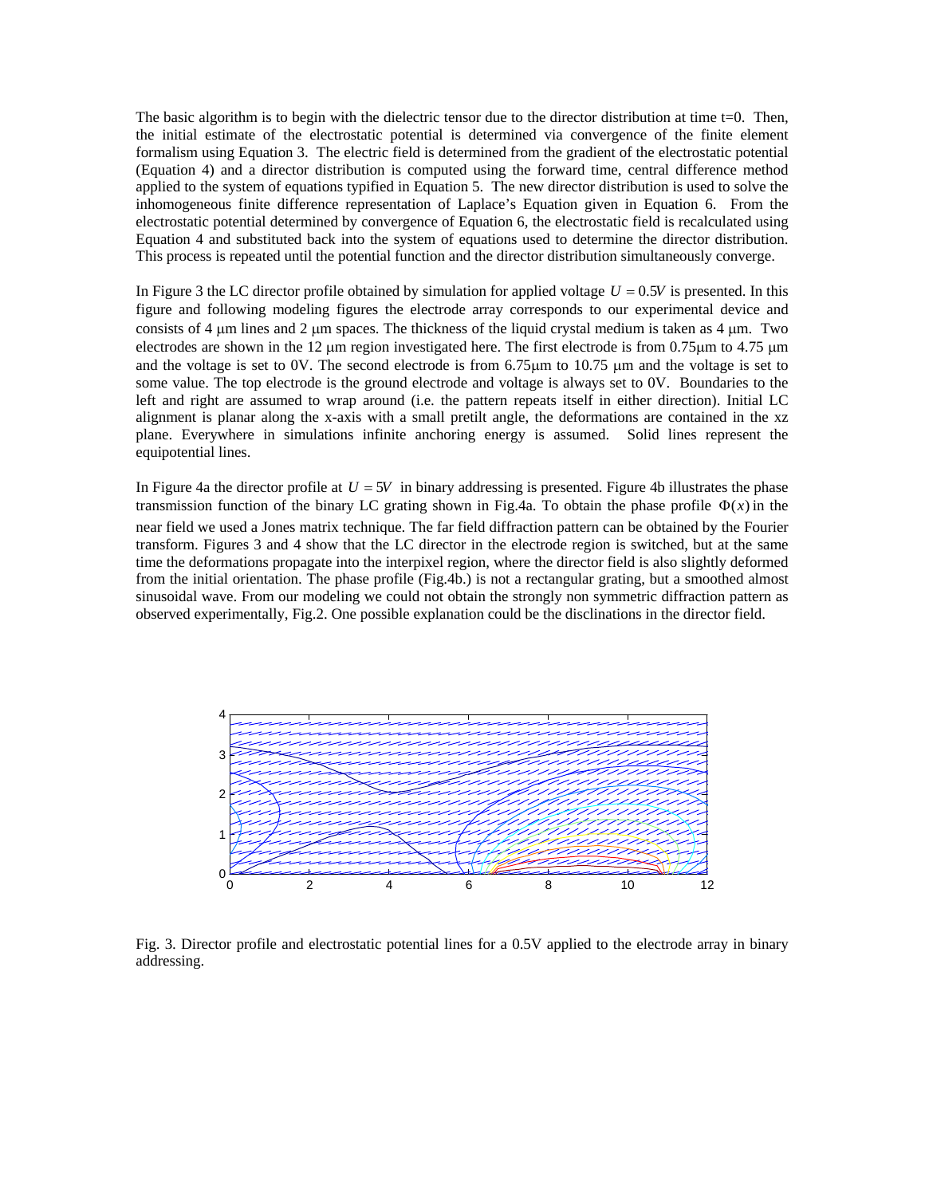The basic algorithm is to begin with the dielectric tensor due to the director distribution at time t=0. Then, the initial estimate of the electrostatic potential is determined via convergence of the finite element formalism using Equation 3. The electric field is determined from the gradient of the electrostatic potential (Equation 4) and a director distribution is computed using the forward time, central difference method applied to the system of equations typified in Equation 5. The new director distribution is used to solve the inhomogeneous finite difference representation of Laplace's Equation given in Equation 6. From the electrostatic potential determined by convergence of Equation 6, the electrostatic field is recalculated using Equation 4 and substituted back into the system of equations used to determine the director distribution. This process is repeated until the potential function and the director distribution simultaneously converge.

In Figure 3 the LC director profile obtained by simulation for applied voltage $U = 0.5V$ is presented. In this figure and following modeling figures the electrode array corresponds to our experimental device and consists of 4 μm lines and 2 μm spaces. The thickness of the liquid crystal medium is taken as 4 μm. Two electrodes are shown in the 12 μm region investigated here. The first electrode is from 0.75μm to 4.75 μm and the voltage is set to 0V. The second electrode is from 6.75μm to 10.75 μm and the voltage is set to some value. The top electrode is the ground electrode and voltage is always set to 0V. Boundaries to the left and right are assumed to wrap around (i.e. the pattern repeats itself in either direction). Initial LC alignment is planar along the x-axis with a small pretilt angle, the deformations are contained in the xz plane. Everywhere in simulations infinite anchoring energy is assumed. Solid lines represent the equipotential lines.

In Figure 4a the director profile at $U = 5V$ in binary addressing is presented. Figure 4b illustrates the phase transmission function of the binary LC grating shown in Fig.4a. To obtain the phase profile $\Phi(x)$ in the near field we used a Jones matrix technique. The far field diffraction pattern can be obtained by the Fourier transform. Figures 3 and 4 show that the LC director in the electrode region is switched, but at the same time the deformations propagate into the interpixel region, where the director field is also slightly deformed from the initial orientation. The phase profile (Fig.4b.) is not a rectangular grating, but a smoothed almost sinusoidal wave. From our modeling we could not obtain the strongly non symmetric diffraction pattern as observed experimentally, Fig.2. One possible explanation could be the disclinations in the director field.

Fig. 3. Director profile and electrostatic potential lines for a 0.5V applied to the electrode array in binary addressing.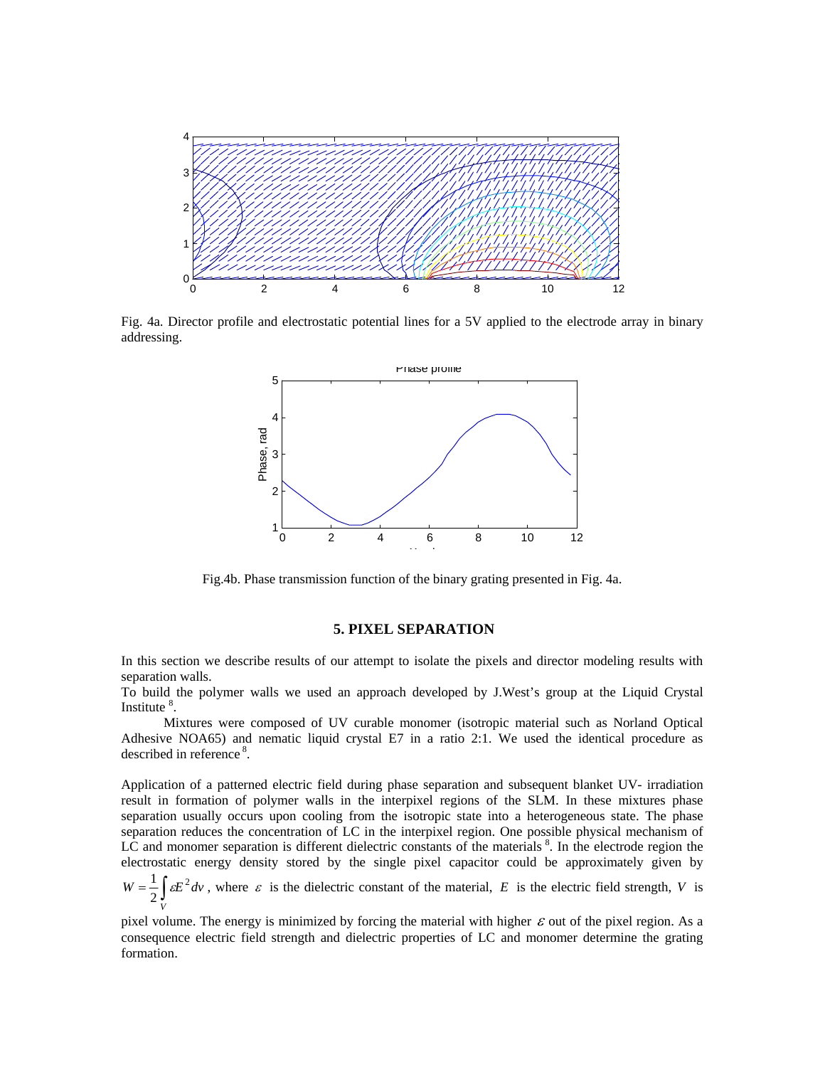Fig. 4a. Director profile and electrostatic potential lines for a 5V applied to the electrode array in binary addressing.

Fig.4b. Phase transmission function of the binary grating presented in Fig. 4a.

## 5. PIXEL SEPARATION

In this section we describe results of our attempt to isolate the pixels and director modeling results with separation walls.

To build the polymer walls we used an approach developed by J.West's group at the Liquid Crystal Institute [8].

Mixtures were composed of UV curable monomer (isotropic material such as Norland Optical Adhesive NOA65) and nematic liquid crystal E7 in a ratio 2:1. We used the identical procedure as described in reference [8].

Application of a patterned electric field during phase separation and subsequent blanket UV- irradiation result in formation of polymer walls in the interpixel regions of the SLM. In these mixtures phase separation usually occurs upon cooling from the isotropic state into a heterogeneous state. The phase separation reduces the concentration of LC in the interpixel region. One possible physical mechanism of LC and monomer separation is different dielectric constants of the materials [8]. In the electrode region the electrostatic energy density stored by the single pixel capacitor could be approximately given by $W = \frac{1}{2}\int_V \varepsilon E^2 dv$, where $\varepsilon$ is the dielectric constant of the material, $E$ is the electric field strength, $V$ is pixel volume. The energy is minimized by forcing the material with higher $\varepsilon$ out of the pixel region. As a consequence electric field strength and dielectric properties of LC and monomer determine the grating formation.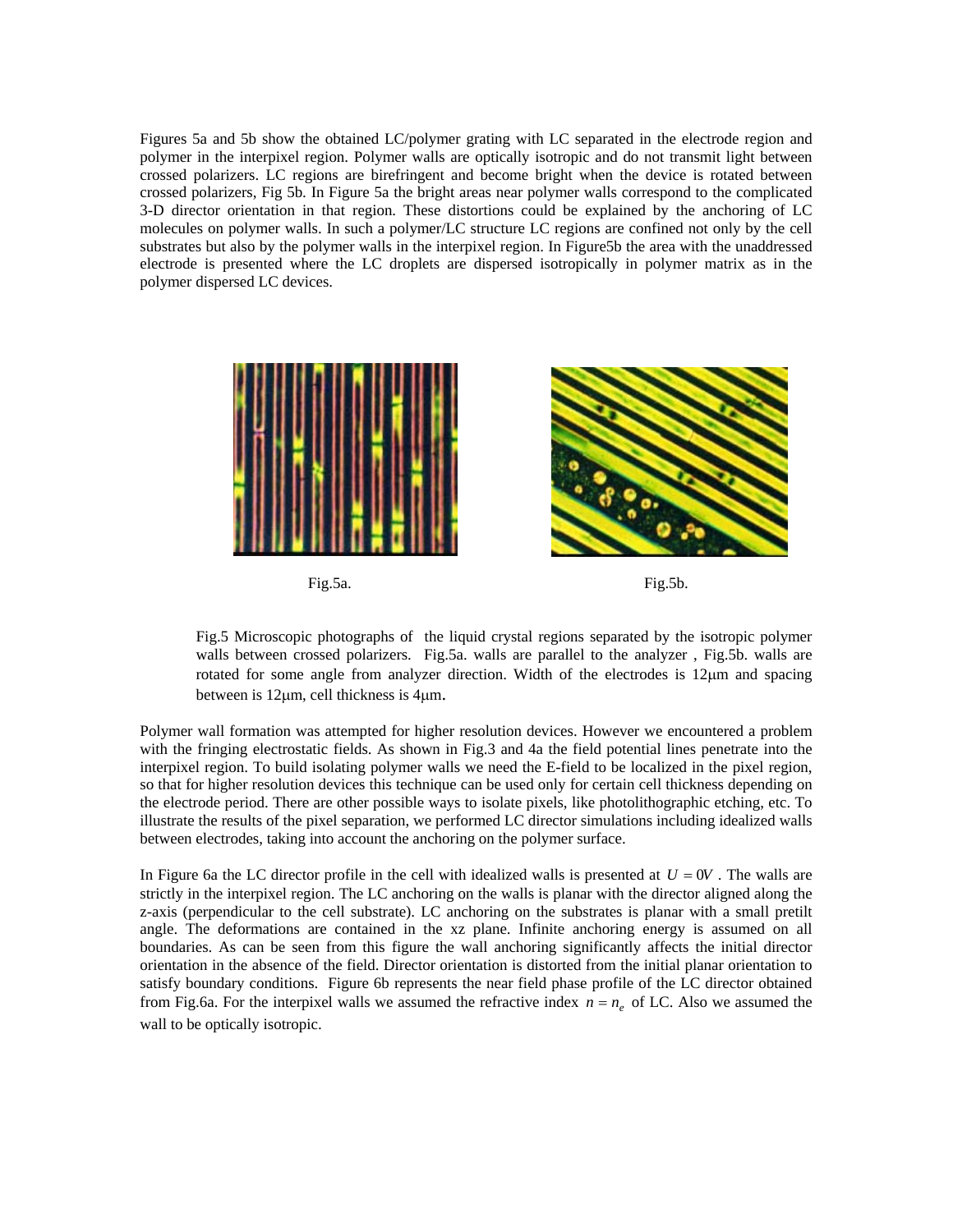Figures 5a and 5b show the obtained LC/polymer grating with LC separated in the electrode region and polymer in the interpixel region. Polymer walls are optically isotropic and do not transmit light between crossed polarizers. LC regions are birefringent and become bright when the device is rotated between crossed polarizers, Fig 5b. In Figure 5a the bright areas near polymer walls correspond to the complicated 3-D director orientation in that region. These distortions could be explained by the anchoring of LC molecules on polymer walls. In such a polymer/LC structure LC regions are confined not only by the cell substrates but also by the polymer walls in the interpixel region. In Figure5b the area with the unaddressed electrode is presented where the LC droplets are dispersed isotropically in polymer matrix as in the polymer dispersed LC devices.

Fig.5a.

Fig.5b.

Fig.5 Microscopic photographs of the liquid crystal regions separated by the isotropic polymer walls between crossed polarizers. Fig.5a. walls are parallel to the analyzer , Fig.5b. walls are rotated for some angle from analyzer direction. Width of the electrodes is 12μm and spacing between is 12μm, cell thickness is 4μm.

Polymer wall formation was attempted for higher resolution devices. However we encountered a problem with the fringing electrostatic fields. As shown in Fig.3 and 4a the field potential lines penetrate into the interpixel region. To build isolating polymer walls we need the E-field to be localized in the pixel region, so that for higher resolution devices this technique can be used only for certain cell thickness depending on the electrode period. There are other possible ways to isolate pixels, like photolithographic etching, etc. To illustrate the results of the pixel separation, we performed LC director simulations including idealized walls between electrodes, taking into account the anchoring on the polymer surface.

In Figure 6a the LC director profile in the cell with idealized walls is presented at $U = 0V$ . The walls are strictly in the interpixel region. The LC anchoring on the walls is planar with the director aligned along the z-axis (perpendicular to the cell substrate). LC anchoring on the substrates is planar with a small pretilt angle. The deformations are contained in the xz plane. Infinite anchoring energy is assumed on all boundaries. As can be seen from this figure the wall anchoring significantly affects the initial director orientation in the absence of the field. Director orientation is distorted from the initial planar orientation to satisfy boundary conditions. Figure 6b represents the near field phase profile of the LC director obtained from Fig.6a. For the interpixel walls we assumed the refractive index $n = n_e$ of LC. Also we assumed the wall to be optically isotropic.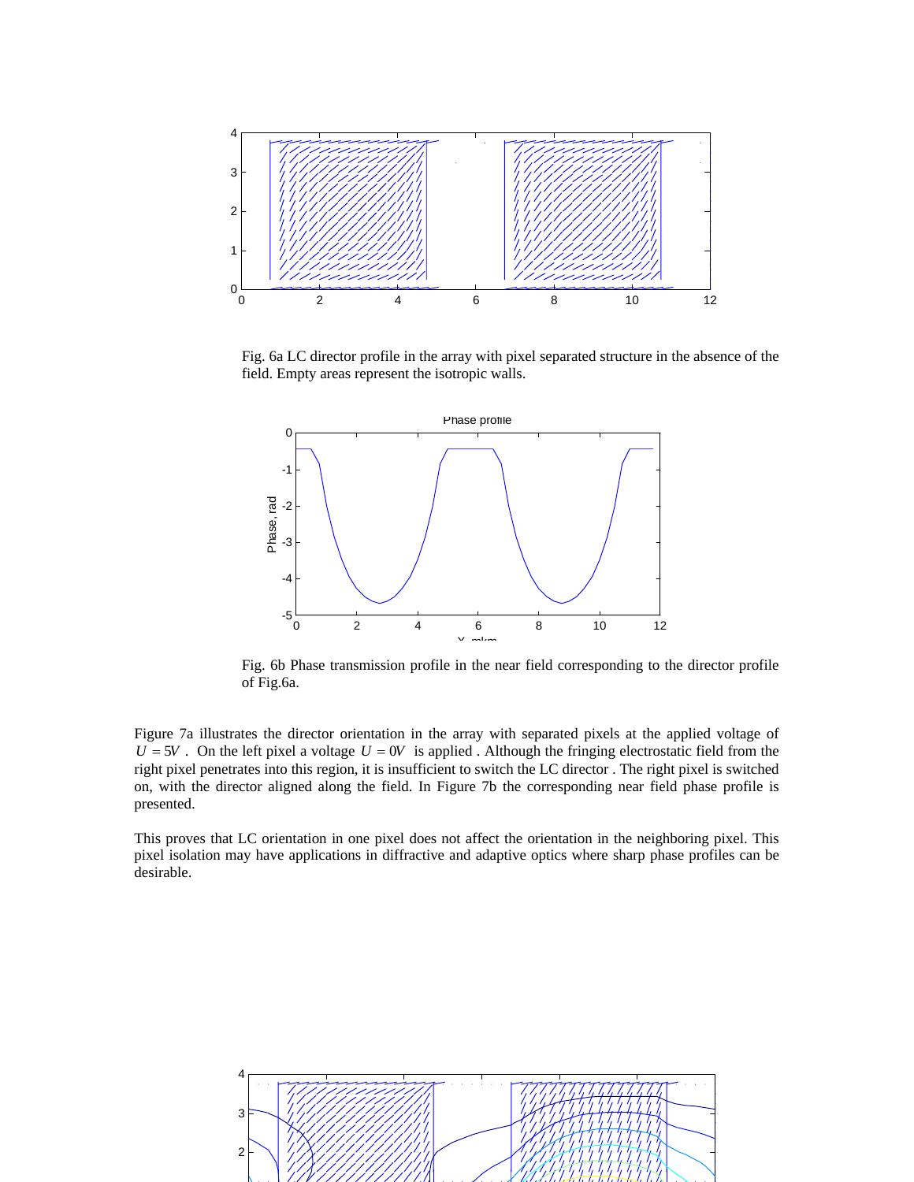Fig. 6a LC director profile in the array with pixel separated structure in the absence of the field. Empty areas represent the isotropic walls.

Fig. 6b Phase transmission profile in the near field corresponding to the director profile of Fig.6a.

Figure 7a illustrates the director orientation in the array with separated pixels at the applied voltage of $U = 5V$ . On the left pixel a voltage $U = 0V$ is applied . Although the fringing electrostatic field from the right pixel penetrates into this region, it is insufficient to switch the LC director . The right pixel is switched on, with the director aligned along the field. In Figure 7b the corresponding near field phase profile is presented.

This proves that LC orientation in one pixel does not affect the orientation in the neighboring pixel. This pixel isolation may have applications in diffractive and adaptive optics where sharp phase profiles can be desirable.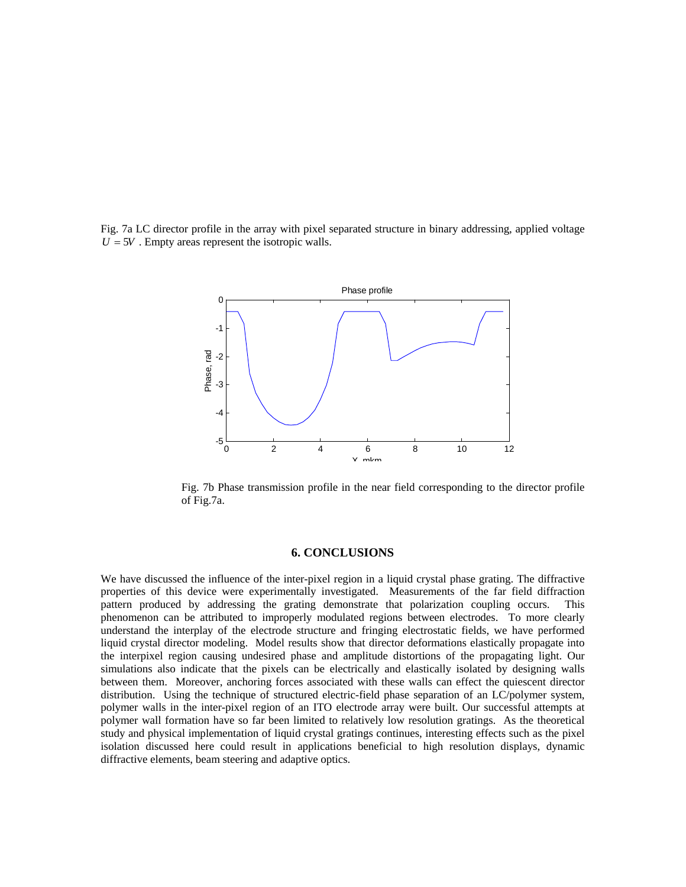Fig. 7a LC director profile in the array with pixel separated structure in binary addressing, applied voltage $U = 5V$ . Empty areas represent the isotropic walls.

Fig. 7b Phase transmission profile in the near field corresponding to the director profile of Fig.7a.

## 6. CONCLUSIONS

We have discussed the influence of the inter-pixel region in a liquid crystal phase grating. The diffractive properties of this device were experimentally investigated. Measurements of the far field diffraction pattern produced by addressing the grating demonstrate that polarization coupling occurs. This phenomenon can be attributed to improperly modulated regions between electrodes. To more clearly understand the interplay of the electrode structure and fringing electrostatic fields, we have performed liquid crystal director modeling. Model results show that director deformations elastically propagate into the interpixel region causing undesired phase and amplitude distortions of the propagating light. Our simulations also indicate that the pixels can be electrically and elastically isolated by designing walls between them. Moreover, anchoring forces associated with these walls can effect the quiescent director distribution. Using the technique of structured electric-field phase separation of an LC/polymer system, polymer walls in the inter-pixel region of an ITO electrode array were built. Our successful attempts at polymer wall formation have so far been limited to relatively low resolution gratings. As the theoretical study and physical implementation of liquid crystal gratings continues, interesting effects such as the pixel isolation discussed here could result in applications beneficial to high resolution displays, dynamic diffractive elements, beam steering and adaptive optics.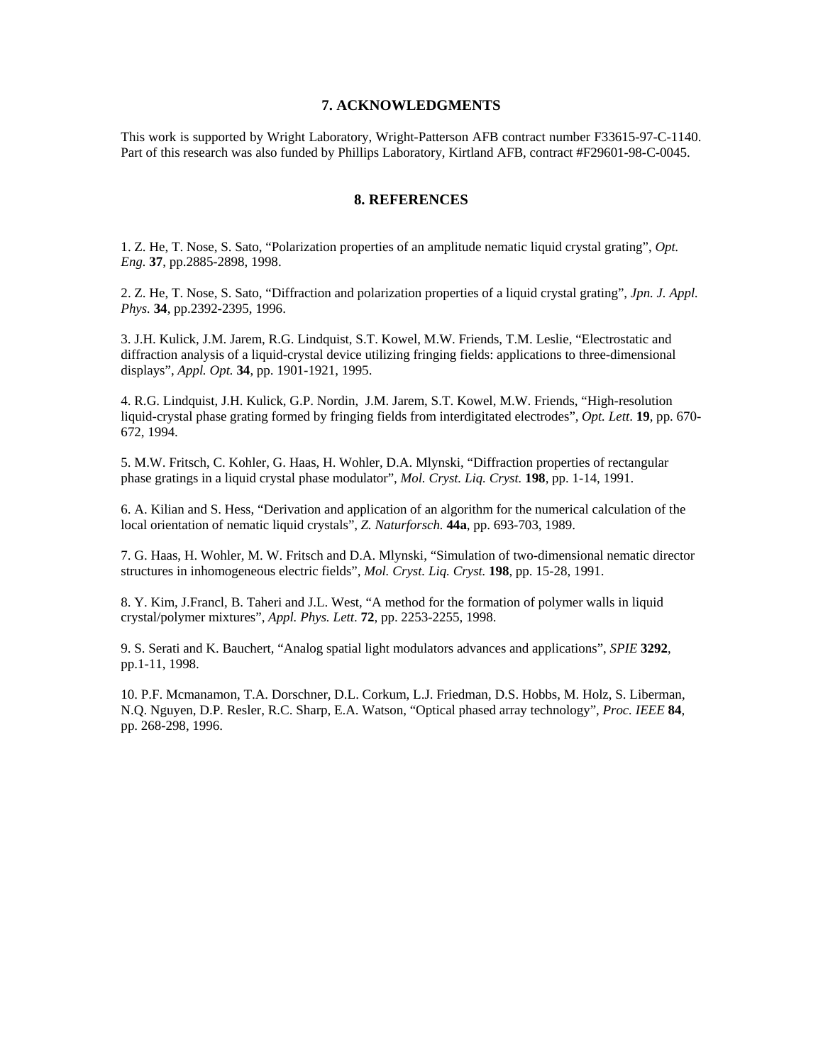## 7. ACKNOWLEDGMENTS

This work is supported by Wright Laboratory, Wright-Patterson AFB contract number F33615-97-C-1140. Part of this research was also funded by Phillips Laboratory, Kirtland AFB, contract #F29601-98-C-0045.

## 8. REFERENCES

1. Z. He, T. Nose, S. Sato, "Polarization properties of an amplitude nematic liquid crystal grating", *Opt. Eng.* **37**, pp.2885-2898, 1998.

2. Z. He, T. Nose, S. Sato, "Diffraction and polarization properties of a liquid crystal grating", *Jpn. J. Appl. Phys.* **34**, pp.2392-2395, 1996.

3. J.H. Kulick, J.M. Jarem, R.G. Lindquist, S.T. Kowel, M.W. Friends, T.M. Leslie, "Electrostatic and diffraction analysis of a liquid-crystal device utilizing fringing fields: applications to three-dimensional displays", *Appl. Opt.* **34**, pp. 1901-1921, 1995.

4. R.G. Lindquist, J.H. Kulick, G.P. Nordin, J.M. Jarem, S.T. Kowel, M.W. Friends, "High-resolution liquid-crystal phase grating formed by fringing fields from interdigitated electrodes", *Opt. Lett*. **19**, pp. 670-672, 1994.

5. M.W. Fritsch, C. Kohler, G. Haas, H. Wohler, D.A. Mlynski, "Diffraction properties of rectangular phase gratings in a liquid crystal phase modulator", *Mol. Cryst. Liq. Cryst.* **198**, pp. 1-14, 1991.

6. A. Kilian and S. Hess, "Derivation and application of an algorithm for the numerical calculation of the local orientation of nematic liquid crystals", *Z. Naturforsch.* **44a**, pp. 693-703, 1989.

7. G. Haas, H. Wohler, M. W. Fritsch and D.A. Mlynski, "Simulation of two-dimensional nematic director structures in inhomogeneous electric fields", *Mol. Cryst. Liq. Cryst.* **198**, pp. 15-28, 1991.

8. Y. Kim, J.Francl, B. Taheri and J.L. West, "A method for the formation of polymer walls in liquid crystal/polymer mixtures", *Appl. Phys. Lett*. **72**, pp. 2253-2255, 1998.

9. S. Serati and K. Bauchert, "Analog spatial light modulators advances and applications", *SPIE* **3292**, pp.1-11, 1998.

10. P.F. Mcmanamon, T.A. Dorschner, D.L. Corkum, L.J. Friedman, D.S. Hobbs, M. Holz, S. Liberman, N.Q. Nguyen, D.P. Resler, R.C. Sharp, E.A. Watson, "Optical phased array technology", *Proc. IEEE* **84**, pp. 268-298, 1996.